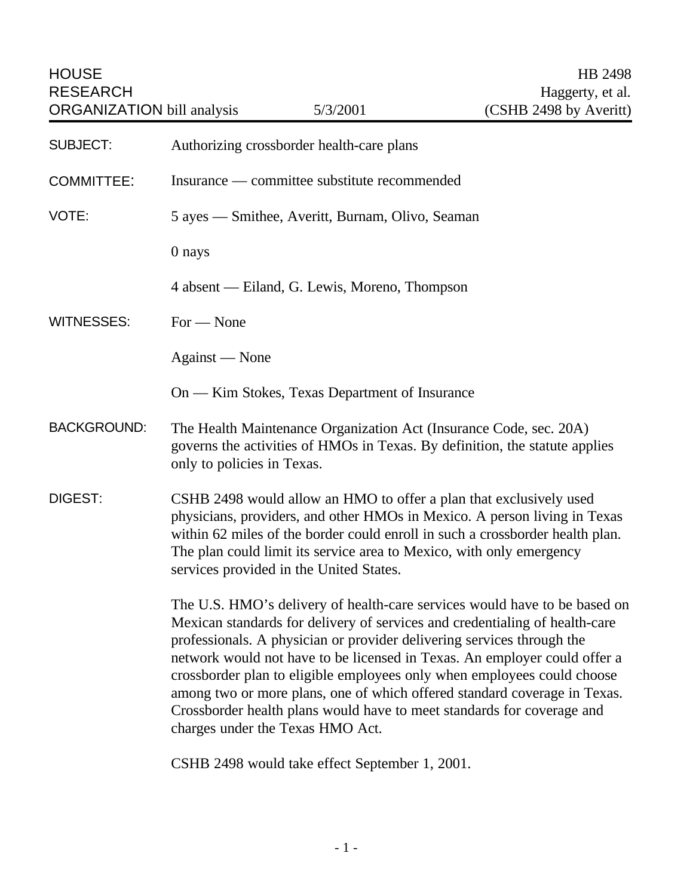HOUSE RESEARCH ORGANIZATION bill analysis — 5/3/2001

HB 2498
Haggerty, et al.
(CSHB 2498 by Averitt)

**SUBJECT:** Authorizing crossborder health-care plans

**COMMITTEE:** Insurance — committee substitute recommended

**VOTE:** 5 ayes — Smithee, Averitt, Burnam, Olivo, Seaman

0 nays

4 absent — Eiland, G. Lewis, Moreno, Thompson

**WITNESSES:** For — None

Against — None

On — Kim Stokes, Texas Department of Insurance

**BACKGROUND:** The Health Maintenance Organization Act (Insurance Code, sec. 20A) governs the activities of HMOs in Texas. By definition, the statute applies only to policies in Texas.

**DIGEST:** CSHB 2498 would allow an HMO to offer a plan that exclusively used physicians, providers, and other HMOs in Mexico. A person living in Texas within 62 miles of the border could enroll in such a crossborder health plan. The plan could limit its service area to Mexico, with only emergency services provided in the United States.

The U.S. HMO's delivery of health-care services would have to be based on Mexican standards for delivery of services and credentialing of health-care professionals. A physician or provider delivering services through the network would not have to be licensed in Texas. An employer could offer a crossborder plan to eligible employees only when employees could choose among two or more plans, one of which offered standard coverage in Texas. Crossborder health plans would have to meet standards for coverage and charges under the Texas HMO Act.

CSHB 2498 would take effect September 1, 2001.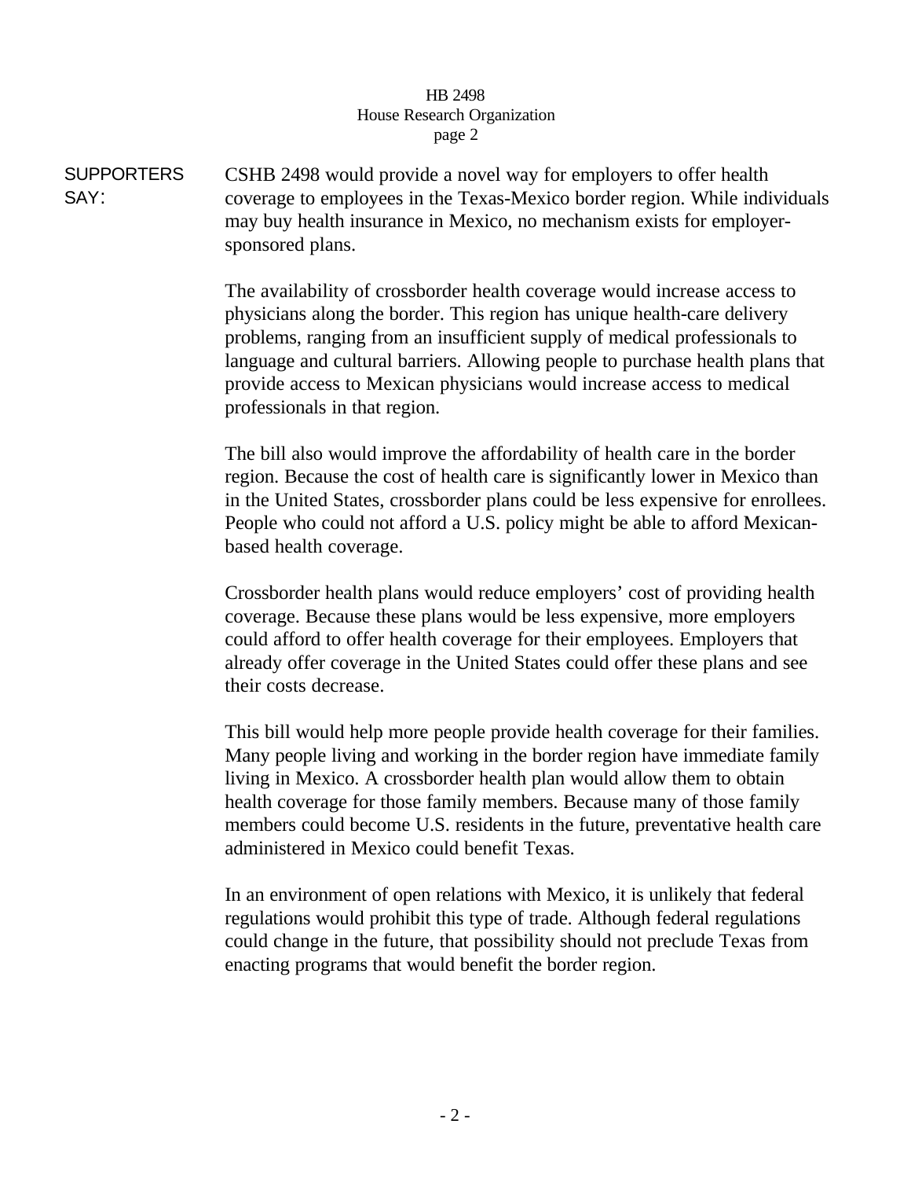**SUPPORTERS SAY:**

CSHB 2498 would provide a novel way for employers to offer health coverage to employees in the Texas-Mexico border region. While individuals may buy health insurance in Mexico, no mechanism exists for employer-sponsored plans.

The availability of crossborder health coverage would increase access to physicians along the border. This region has unique health-care delivery problems, ranging from an insufficient supply of medical professionals to language and cultural barriers. Allowing people to purchase health plans that provide access to Mexican physicians would increase access to medical professionals in that region.

The bill also would improve the affordability of health care in the border region. Because the cost of health care is significantly lower in Mexico than in the United States, crossborder plans could be less expensive for enrollees. People who could not afford a U.S. policy might be able to afford Mexican-based health coverage.

Crossborder health plans would reduce employers' cost of providing health coverage. Because these plans would be less expensive, more employers could afford to offer health coverage for their employees. Employers that already offer coverage in the United States could offer these plans and see their costs decrease.

This bill would help more people provide health coverage for their families. Many people living and working in the border region have immediate family living in Mexico. A crossborder health plan would allow them to obtain health coverage for those family members. Because many of those family members could become U.S. residents in the future, preventative health care administered in Mexico could benefit Texas.

In an environment of open relations with Mexico, it is unlikely that federal regulations would prohibit this type of trade. Although federal regulations could change in the future, that possibility should not preclude Texas from enacting programs that would benefit the border region.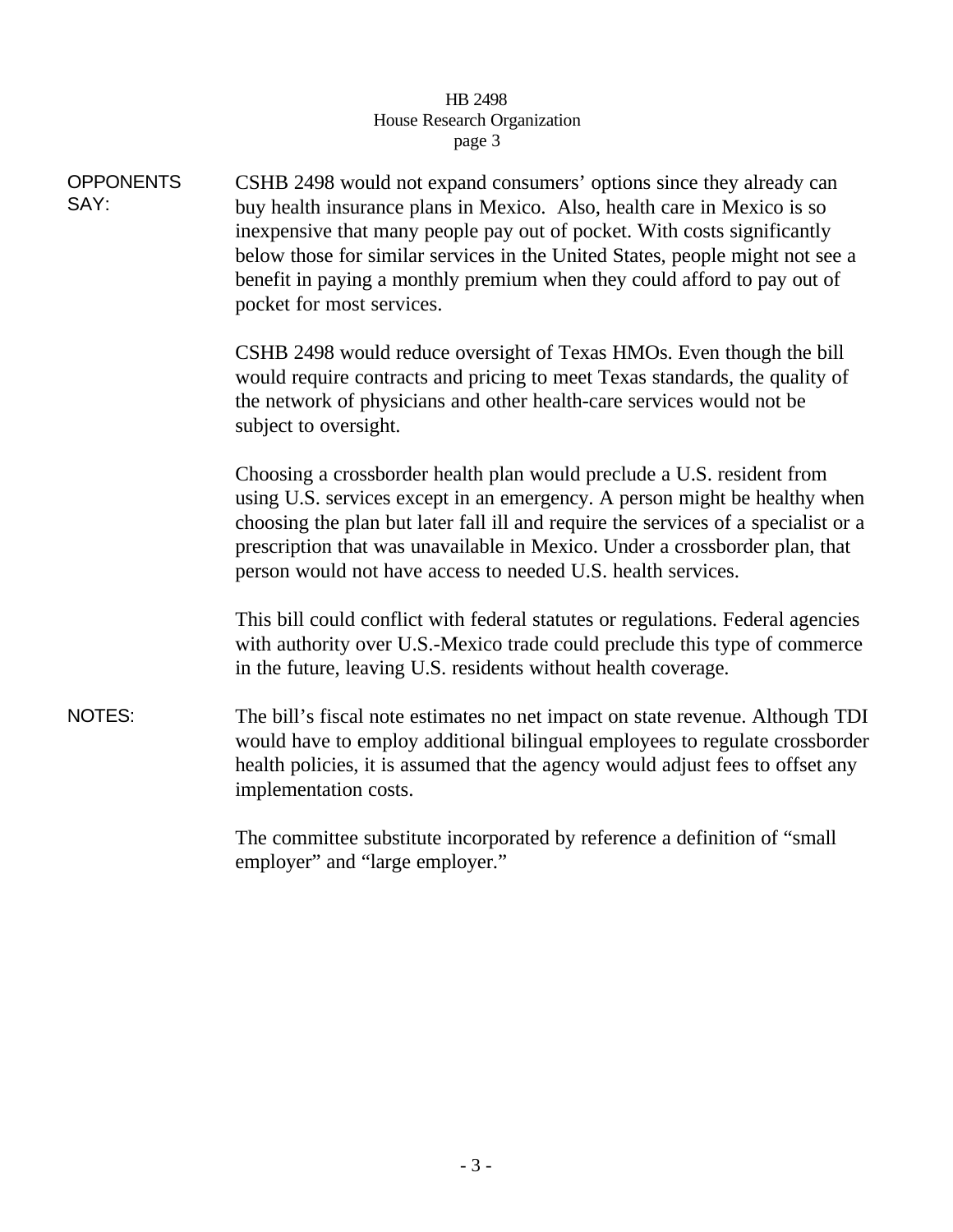**OPPONENTS SAY:**

CSHB 2498 would not expand consumers' options since they already can buy health insurance plans in Mexico. Also, health care in Mexico is so inexpensive that many people pay out of pocket. With costs significantly below those for similar services in the United States, people might not see a benefit in paying a monthly premium when they could afford to pay out of pocket for most services.

CSHB 2498 would reduce oversight of Texas HMOs. Even though the bill would require contracts and pricing to meet Texas standards, the quality of the network of physicians and other health-care services would not be subject to oversight.

Choosing a crossborder health plan would preclude a U.S. resident from using U.S. services except in an emergency. A person might be healthy when choosing the plan but later fall ill and require the services of a specialist or a prescription that was unavailable in Mexico. Under a crossborder plan, that person would not have access to needed U.S. health services.

This bill could conflict with federal statutes or regulations. Federal agencies with authority over U.S.-Mexico trade could preclude this type of commerce in the future, leaving U.S. residents without health coverage.

**NOTES:**

The bill's fiscal note estimates no net impact on state revenue. Although TDI would have to employ additional bilingual employees to regulate crossborder health policies, it is assumed that the agency would adjust fees to offset any implementation costs.

The committee substitute incorporated by reference a definition of "small employer" and "large employer."